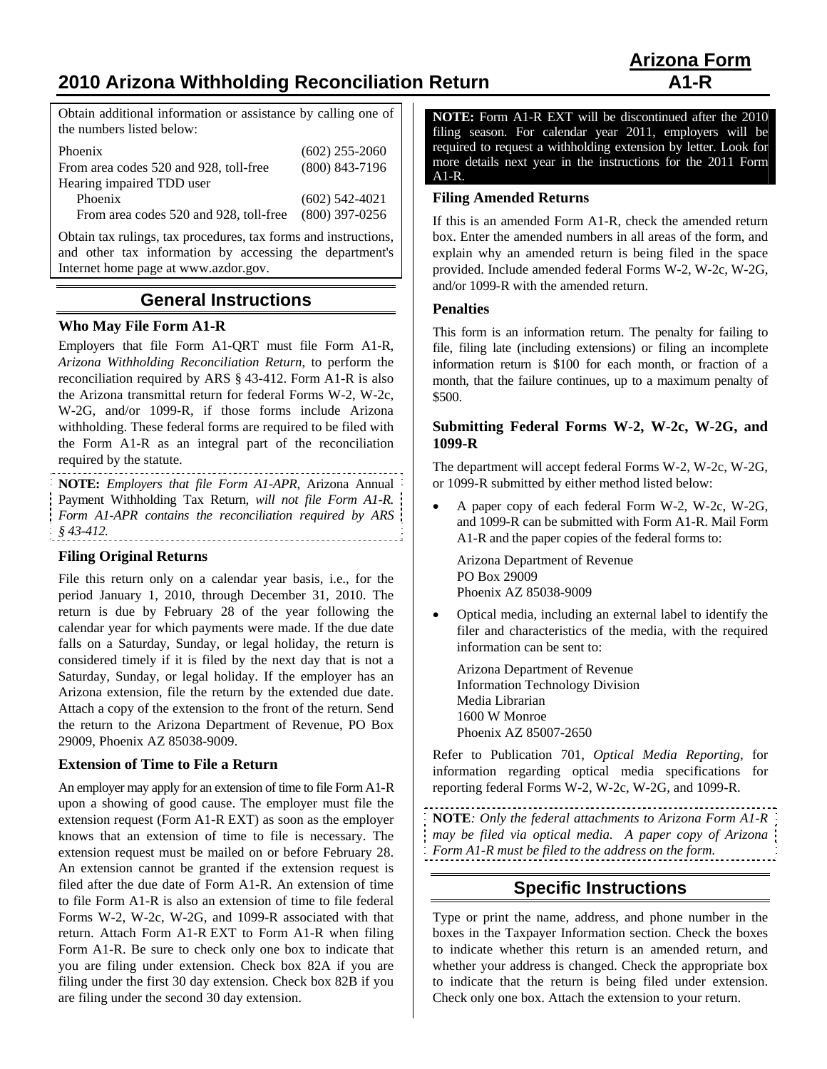# 2010 Arizona Withholding Reconciliation Return

**Arizona Form A1-R**

Obtain additional information or assistance by calling one of the numbers listed below:

| | |
|---|---|
| Phoenix | (602) 255-2060 |
| From area codes 520 and 928, toll-free | (800) 843-7196 |
| Hearing impaired TDD user | |
| Phoenix | (602) 542-4021 |
| From area codes 520 and 928, toll-free | (800) 397-0256 |

Obtain tax rulings, tax procedures, tax forms and instructions, and other tax information by accessing the department's Internet home page at www.azdor.gov.

## General Instructions

### Who May File Form A1-R

Employers that file Form A1-QRT must file Form A1-R, *Arizona Withholding Reconciliation Return*, to perform the reconciliation required by ARS § 43-412. Form A1-R is also the Arizona transmittal return for federal Forms W-2, W-2c, W-2G, and/or 1099-R, if those forms include Arizona withholding. These federal forms are required to be filed with the Form A1-R as an integral part of the reconciliation required by the statute.

**NOTE:** *Employers that file Form A1-APR,* Arizona Annual Payment Withholding Tax Return*, will not file Form A1-R. Form A1-APR contains the reconciliation required by ARS § 43-412.*

### Filing Original Returns

File this return only on a calendar year basis, i.e., for the period January 1, 2010, through December 31, 2010. The return is due by February 28 of the year following the calendar year for which payments were made. If the due date falls on a Saturday, Sunday, or legal holiday, the return is considered timely if it is filed by the next day that is not a Saturday, Sunday, or legal holiday. If the employer has an Arizona extension, file the return by the extended due date. Attach a copy of the extension to the front of the return. Send the return to the Arizona Department of Revenue, PO Box 29009, Phoenix AZ 85038-9009.

### Extension of Time to File a Return

An employer may apply for an extension of time to file Form A1-R upon a showing of good cause. The employer must file the extension request (Form A1-R EXT) as soon as the employer knows that an extension of time to file is necessary. The extension request must be mailed on or before February 28. An extension cannot be granted if the extension request is filed after the due date of Form A1-R. An extension of time to file Form A1-R is also an extension of time to file federal Forms W-2, W-2c, W-2G, and 1099-R associated with that return. Attach Form A1-R EXT to Form A1-R when filing Form A1-R. Be sure to check only one box to indicate that you are filing under extension. Check box 82A if you are filing under the first 30 day extension. Check box 82B if you are filing under the second 30 day extension.

**NOTE:** Form A1-R EXT will be discontinued after the 2010 filing season. For calendar year 2011, employers will be required to request a withholding extension by letter. Look for more details next year in the instructions for the 2011 Form A1-R.

### Filing Amended Returns

If this is an amended Form A1-R, check the amended return box. Enter the amended numbers in all areas of the form, and explain why an amended return is being filed in the space provided. Include amended federal Forms W-2, W-2c, W-2G, and/or 1099-R with the amended return.

### Penalties

This form is an information return. The penalty for failing to file, filing late (including extensions) or filing an incomplete information return is $100 for each month, or fraction of a month, that the failure continues, up to a maximum penalty of $500.

### Submitting Federal Forms W-2, W-2c, W-2G, and 1099-R

The department will accept federal Forms W-2, W-2c, W-2G, or 1099-R submitted by either method listed below:

- A paper copy of each federal Form W-2, W-2c, W-2G, and 1099-R can be submitted with Form A1-R. Mail Form A1-R and the paper copies of the federal forms to:

  Arizona Department of Revenue
  PO Box 29009
  Phoenix AZ 85038-9009

- Optical media, including an external label to identify the filer and characteristics of the media, with the required information can be sent to:

  Arizona Department of Revenue
  Information Technology Division
  Media Librarian
  1600 W Monroe
  Phoenix AZ 85007-2650

Refer to Publication 701, *Optical Media Reporting*, for information regarding optical media specifications for reporting federal Forms W-2, W-2c, W-2G, and 1099-R.

**NOTE***: Only the federal attachments to Arizona Form A1-R may be filed via optical media. A paper copy of Arizona Form A1-R must be filed to the address on the form.*

## Specific Instructions

Type or print the name, address, and phone number in the boxes in the Taxpayer Information section. Check the boxes to indicate whether this return is an amended return, and whether your address is changed. Check the appropriate box to indicate that the return is being filed under extension. Check only one box. Attach the extension to your return.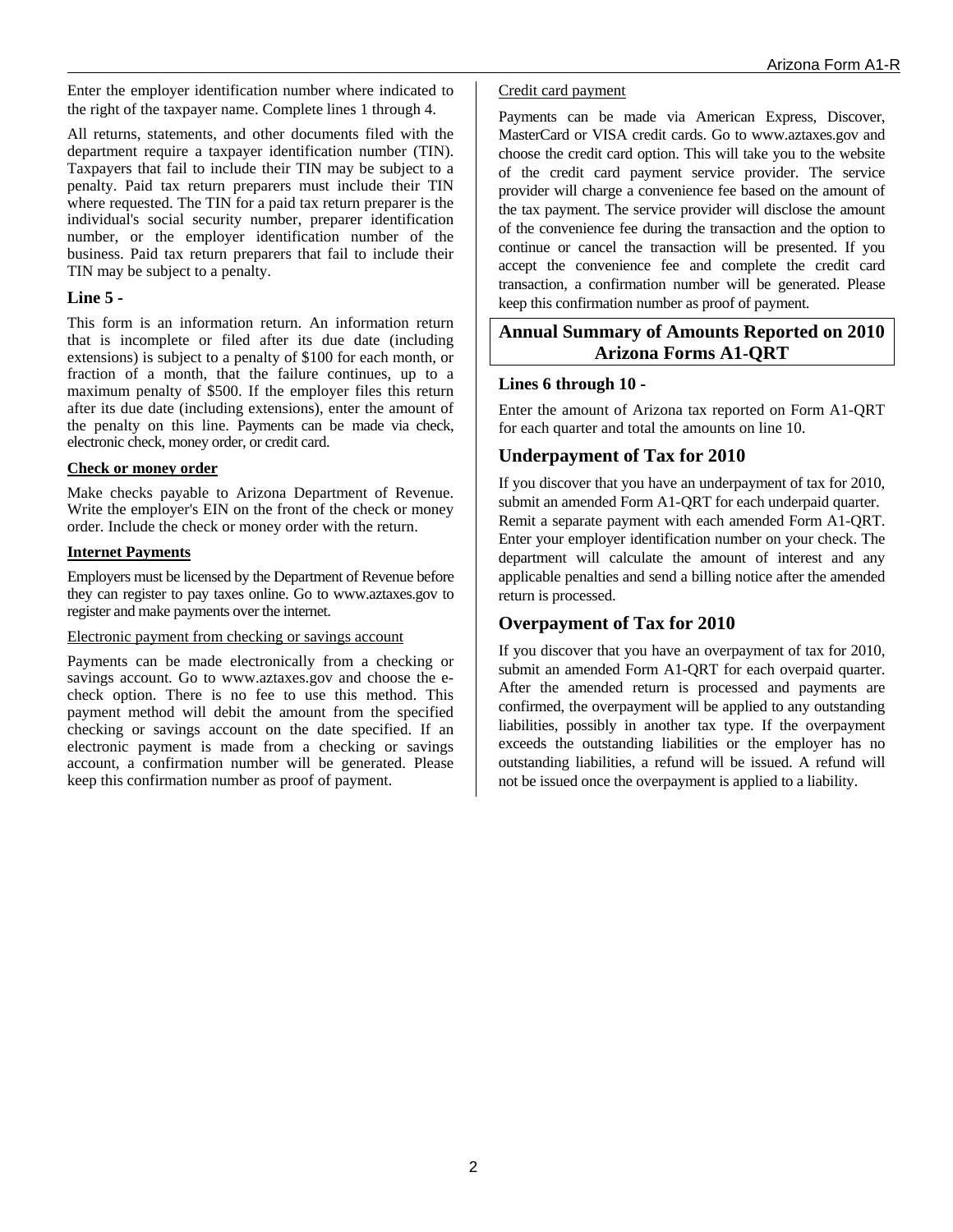Enter the employer identification number where indicated to the right of the taxpayer name. Complete lines 1 through 4.

All returns, statements, and other documents filed with the department require a taxpayer identification number (TIN). Taxpayers that fail to include their TIN may be subject to a penalty. Paid tax return preparers must include their TIN where requested. The TIN for a paid tax return preparer is the individual's social security number, preparer identification number, or the employer identification number of the business. Paid tax return preparers that fail to include their TIN may be subject to a penalty.

### Line 5 -

This form is an information return. An information return that is incomplete or filed after its due date (including extensions) is subject to a penalty of $100 for each month, or fraction of a month, that the failure continues, up to a maximum penalty of $500. If the employer files this return after its due date (including extensions), enter the amount of the penalty on this line. Payments can be made via check, electronic check, money order, or credit card.

**Check or money order**

Make checks payable to Arizona Department of Revenue. Write the employer's EIN on the front of the check or money order. Include the check or money order with the return.

**Internet Payments**

Employers must be licensed by the Department of Revenue before they can register to pay taxes online. Go to www.aztaxes.gov to register and make payments over the internet.

Electronic payment from checking or savings account

Payments can be made electronically from a checking or savings account. Go to www.aztaxes.gov and choose the e-check option. There is no fee to use this method. This payment method will debit the amount from the specified checking or savings account on the date specified. If an electronic payment is made from a checking or savings account, a confirmation number will be generated. Please keep this confirmation number as proof of payment.

Credit card payment

Payments can be made via American Express, Discover, MasterCard or VISA credit cards. Go to www.aztaxes.gov and choose the credit card option. This will take you to the website of the credit card payment service provider. The service provider will charge a convenience fee based on the amount of the tax payment. The service provider will disclose the amount of the convenience fee during the transaction and the option to continue or cancel the transaction will be presented. If you accept the convenience fee and complete the credit card transaction, a confirmation number will be generated. Please keep this confirmation number as proof of payment.

## Annual Summary of Amounts Reported on 2010 Arizona Forms A1-QRT

### Lines 6 through 10 -

Enter the amount of Arizona tax reported on Form A1-QRT for each quarter and total the amounts on line 10.

## Underpayment of Tax for 2010

If you discover that you have an underpayment of tax for 2010, submit an amended Form A1-QRT for each underpaid quarter. Remit a separate payment with each amended Form A1-QRT. Enter your employer identification number on your check. The department will calculate the amount of interest and any applicable penalties and send a billing notice after the amended return is processed.

## Overpayment of Tax for 2010

If you discover that you have an overpayment of tax for 2010, submit an amended Form A1-QRT for each overpaid quarter. After the amended return is processed and payments are confirmed, the overpayment will be applied to any outstanding liabilities, possibly in another tax type. If the overpayment exceeds the outstanding liabilities or the employer has no outstanding liabilities, a refund will be issued. A refund will not be issued once the overpayment is applied to a liability.